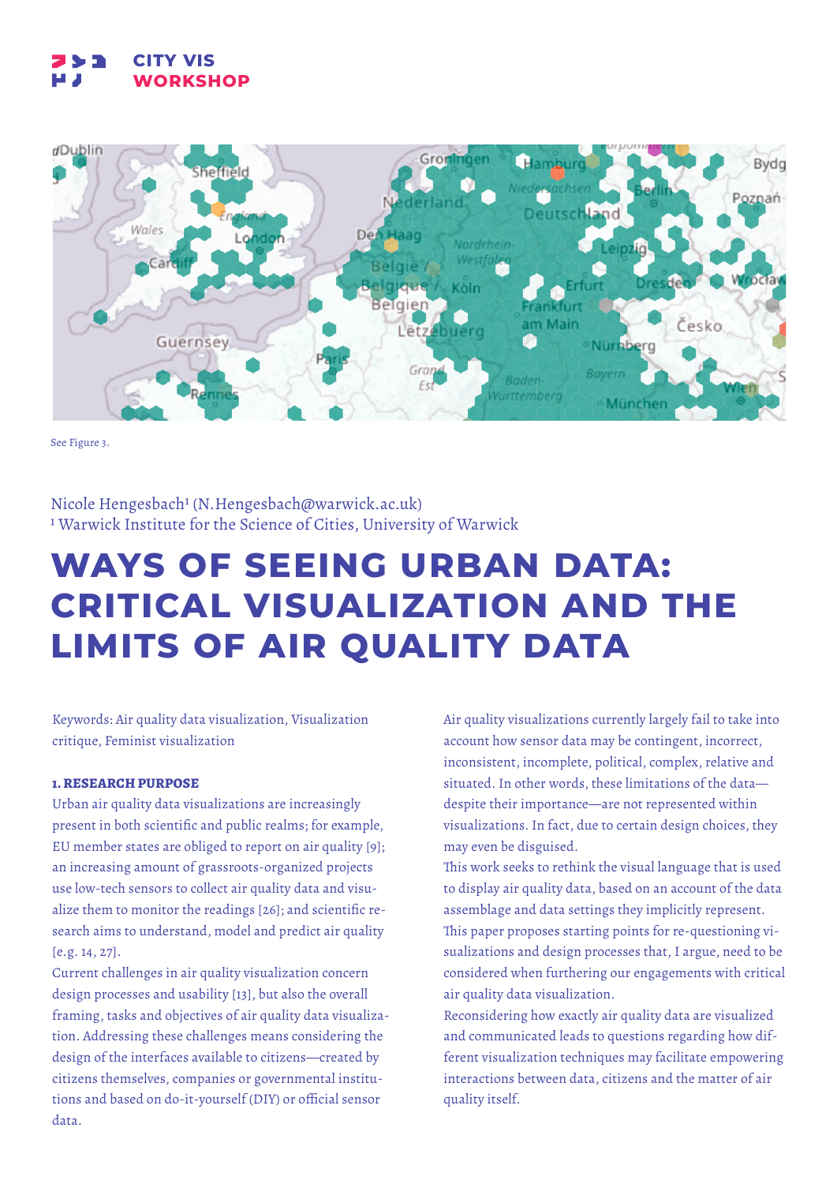CITY VIS
WORKSHOP

See Figure 3.

Nicole Hengesbach[1] (N.Hengesbach@warwick.ac.uk)
[1] Warwick Institute for the Science of Cities, University of Warwick

# WAYS OF SEEING URBAN DATA: CRITICAL VISUALIZATION AND THE LIMITS OF AIR QUALITY DATA

Keywords: Air quality data visualization, Visualization critique, Feminist visualization

## 1. RESEARCH PURPOSE

Urban air quality data visualizations are increasingly present in both scientific and public realms; for example, EU member states are obliged to report on air quality [9]; an increasing amount of grassroots-organized projects use low-tech sensors to collect air quality data and visualize them to monitor the readings [26]; and scientific research aims to understand, model and predict air quality [e.g. 14, 27].

Current challenges in air quality visualization concern design processes and usability [13], but also the overall framing, tasks and objectives of air quality data visualization. Addressing these challenges means considering the design of the interfaces available to citizens—created by citizens themselves, companies or governmental institutions and based on do-it-yourself (DIY) or official sensor data.

Air quality visualizations currently largely fail to take into account how sensor data may be contingent, incorrect, inconsistent, incomplete, political, complex, relative and situated. In other words, these limitations of the data—despite their importance—are not represented within visualizations. In fact, due to certain design choices, they may even be disguised.

This work seeks to rethink the visual language that is used to display air quality data, based on an account of the data assemblage and data settings they implicitly represent. This paper proposes starting points for re-questioning visualizations and design processes that, I argue, need to be considered when furthering our engagements with critical air quality data visualization.

Reconsidering how exactly air quality data are visualized and communicated leads to questions regarding how different visualization techniques may facilitate empowering interactions between data, citizens and the matter of air quality itself.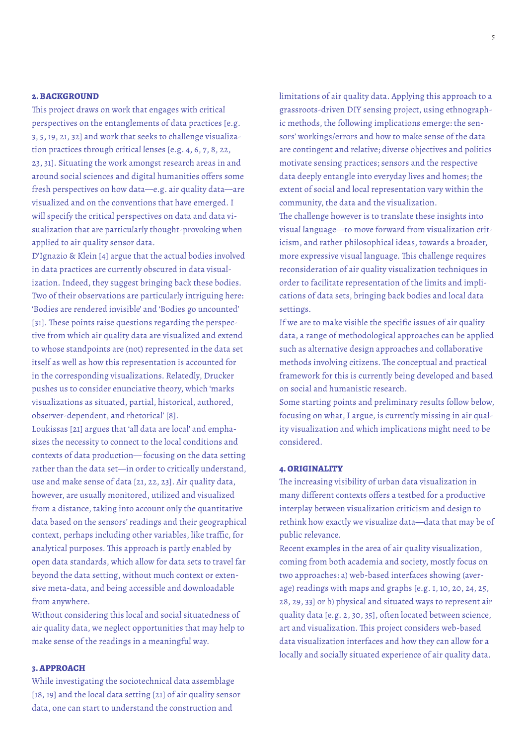## 2. BACKGROUND

This project draws on work that engages with critical perspectives on the entanglements of data practices [e.g. 3, 5, 19, 21, 32] and work that seeks to challenge visualization practices through critical lenses [e.g. 4, 6, 7, 8, 22, 23, 31]. Situating the work amongst research areas in and around social sciences and digital humanities offers some fresh perspectives on how data—e.g. air quality data—are visualized and on the conventions that have emerged. I will specify the critical perspectives on data and data visualization that are particularly thought-provoking when applied to air quality sensor data.

D'Ignazio & Klein [4] argue that the actual bodies involved in data practices are currently obscured in data visualization. Indeed, they suggest bringing back these bodies. Two of their observations are particularly intriguing here: 'Bodies are rendered invisible' and 'Bodies go uncounted' [31]. These points raise questions regarding the perspective from which air quality data are visualized and extend to whose standpoints are (not) represented in the data set itself as well as how this representation is accounted for in the corresponding visualizations. Relatedly, Drucker pushes us to consider enunciative theory, which 'marks visualizations as situated, partial, historical, authored, observer-dependent, and rhetorical' [8].

Loukissas [21] argues that 'all data are local' and emphasizes the necessity to connect to the local conditions and contexts of data production— focusing on the data setting rather than the data set—in order to critically understand, use and make sense of data [21, 22, 23]. Air quality data, however, are usually monitored, utilized and visualized from a distance, taking into account only the quantitative data based on the sensors' readings and their geographical context, perhaps including other variables, like traffic, for analytical purposes. This approach is partly enabled by open data standards, which allow for data sets to travel far beyond the data setting, without much context or extensive meta-data, and being accessible and downloadable from anywhere.

Without considering this local and social situatedness of air quality data, we neglect opportunities that may help to make sense of the readings in a meaningful way.

## 3. APPROACH

While investigating the sociotechnical data assemblage [18, 19] and the local data setting [21] of air quality sensor data, one can start to understand the construction and limitations of air quality data. Applying this approach to a grassroots-driven DIY sensing project, using ethnographic methods, the following implications emerge: the sensors' workings/errors and how to make sense of the data are contingent and relative; diverse objectives and politics motivate sensing practices; sensors and the respective data deeply entangle into everyday lives and homes; the extent of social and local representation vary within the community, the data and the visualization.

The challenge however is to translate these insights into visual language—to move forward from visualization criticism, and rather philosophical ideas, towards a broader, more expressive visual language. This challenge requires reconsideration of air quality visualization techniques in order to facilitate representation of the limits and implications of data sets, bringing back bodies and local data settings.

If we are to make visible the specific issues of air quality data, a range of methodological approaches can be applied such as alternative design approaches and collaborative methods involving citizens. The conceptual and practical framework for this is currently being developed and based on social and humanistic research.

Some starting points and preliminary results follow below, focusing on what, I argue, is currently missing in air quality visualization and which implications might need to be considered.

## 4. ORIGINALITY

The increasing visibility of urban data visualization in many different contexts offers a testbed for a productive interplay between visualization criticism and design to rethink how exactly we visualize data—data that may be of public relevance.

Recent examples in the area of air quality visualization, coming from both academia and society, mostly focus on two approaches: a) web-based interfaces showing (average) readings with maps and graphs [e.g. 1, 10, 20, 24, 25, 28, 29, 33] or b) physical and situated ways to represent air quality data [e.g. 2, 30, 35], often located between science, art and visualization. This project considers web-based data visualization interfaces and how they can allow for a locally and socially situated experience of air quality data.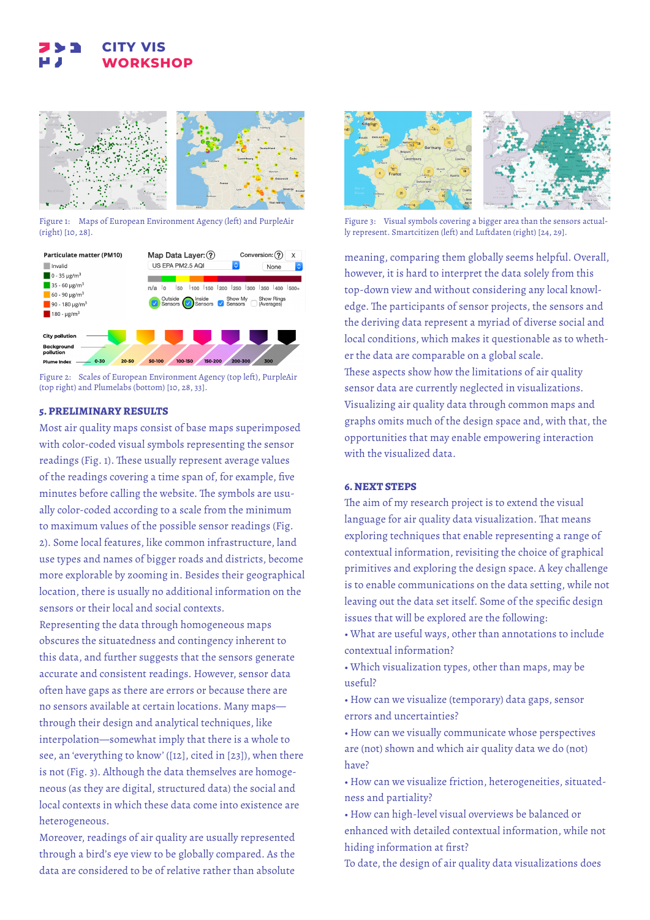Figure 1: Maps of European Environment Agency (left) and PurpleAir (right) [10, 28].

Figure 2: Scales of European Environment Agency (top left), PurpleAir (top right) and Plumelabs (bottom) [10, 28, 33].

## 5. PRELIMINARY RESULTS

Most air quality maps consist of base maps superimposed with color-coded visual symbols representing the sensor readings (Fig. 1). These usually represent average values of the readings covering a time span of, for example, five minutes before calling the website. The symbols are usually color-coded according to a scale from the minimum to maximum values of the possible sensor readings (Fig. 2). Some local features, like common infrastructure, land use types and names of bigger roads and districts, become more explorable by zooming in. Besides their geographical location, there is usually no additional information on the sensors or their local and social contexts.

Representing the data through homogeneous maps obscures the situatedness and contingency inherent to this data, and further suggests that the sensors generate accurate and consistent readings. However, sensor data often have gaps as there are errors or because there are no sensors available at certain locations. Many maps—through their design and analytical techniques, like interpolation—somewhat imply that there is a whole to see, an 'everything to know' ([12], cited in [23]), when there is not (Fig. 3). Although the data themselves are homogeneous (as they are digital, structured data) the social and local contexts in which these data come into existence are heterogeneous.

Moreover, readings of air quality are usually represented through a bird's eye view to be globally compared. As the data are considered to be of relative rather than absolute meaning, comparing them globally seems helpful. Overall, however, it is hard to interpret the data solely from this top-down view and without considering any local knowledge. The participants of sensor projects, the sensors and the deriving data represent a myriad of diverse social and local conditions, which makes it questionable as to whether the data are comparable on a global scale.

These aspects show how the limitations of air quality sensor data are currently neglected in visualizations. Visualizing air quality data through common maps and graphs omits much of the design space and, with that, the opportunities that may enable empowering interaction with the visualized data.

Figure 3: Visual symbols covering a bigger area than the sensors actually represent. Smartcitizen (left) and Luftdaten (right) [24, 29].

## 6. NEXT STEPS

The aim of my research project is to extend the visual language for air quality data visualization. That means exploring techniques that enable representing a range of contextual information, revisiting the choice of graphical primitives and exploring the design space. A key challenge is to enable communications on the data setting, while not leaving out the data set itself. Some of the specific design issues that will be explored are the following:

- What are useful ways, other than annotations to include contextual information?
- Which visualization types, other than maps, may be useful?
- How can we visualize (temporary) data gaps, sensor errors and uncertainties?
- How can we visually communicate whose perspectives are (not) shown and which air quality data we do (not) have?
- How can we visualize friction, heterogeneities, situatedness and partiality?
- How can high-level visual overviews be balanced or enhanced with detailed contextual information, while not hiding information at first?

To date, the design of air quality data visualizations does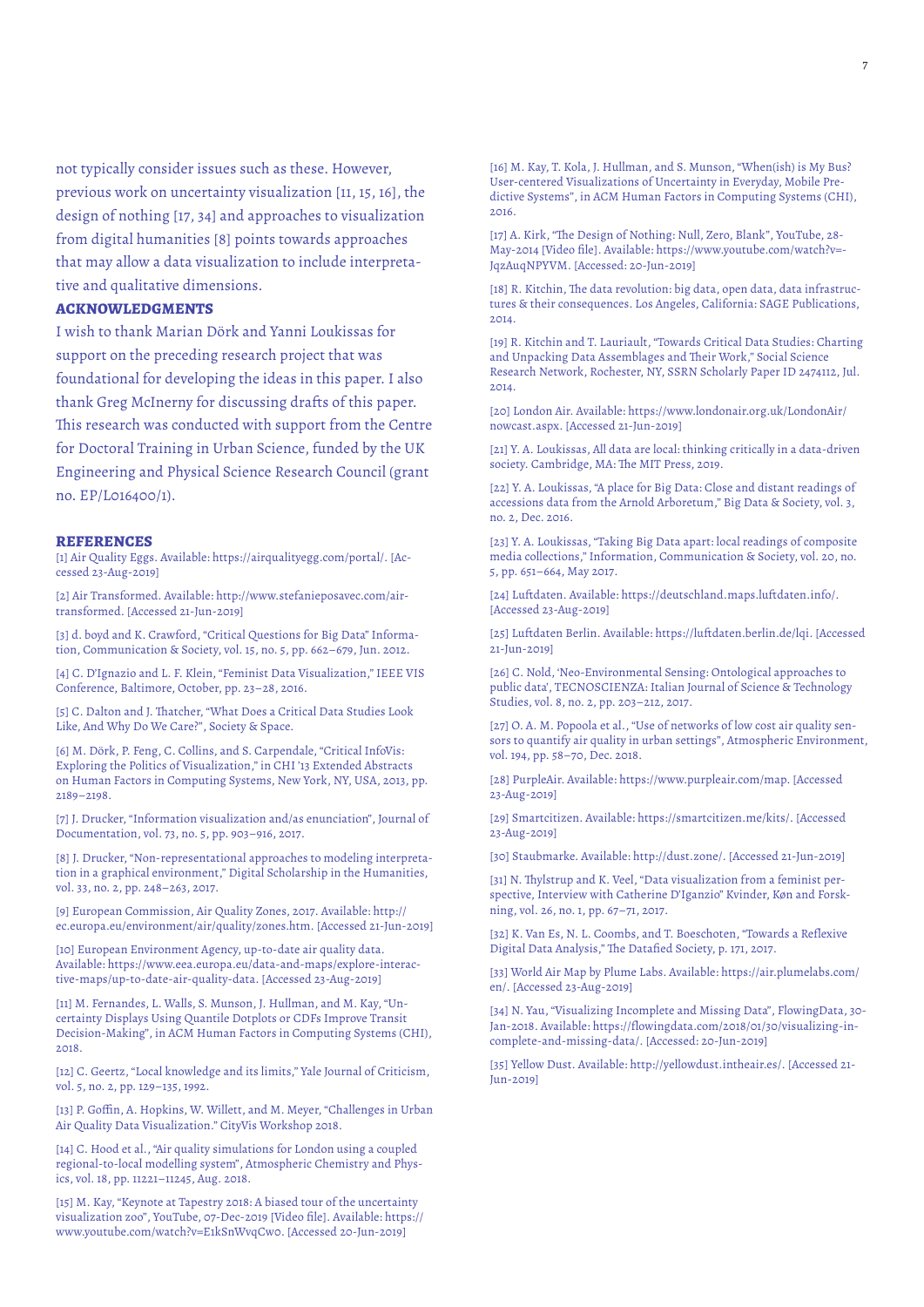not typically consider issues such as these. However, previous work on uncertainty visualization [11, 15, 16], the design of nothing [17, 34] and approaches to visualization from digital humanities [8] points towards approaches that may allow a data visualization to include interpretative and qualitative dimensions.

## ACKNOWLEDGMENTS

I wish to thank Marian Dörk and Yanni Loukissas for support on the preceding research project that was foundational for developing the ideas in this paper. I also thank Greg McInerny for discussing drafts of this paper. This research was conducted with support from the Centre for Doctoral Training in Urban Science, funded by the UK Engineering and Physical Science Research Council (grant no. EP/L016400/1).

## REFERENCES

[1] Air Quality Eggs. Available: https://airqualityegg.com/portal/. [Accessed 23-Aug-2019]

[2] Air Transformed. Available: http://www.stefanieposavec.com/air-transformed. [Accessed 21-Jun-2019]

[3] d. boyd and K. Crawford, "Critical Questions for Big Data" Information, Communication & Society, vol. 15, no. 5, pp. 662–679, Jun. 2012.

[4] C. D'Ignazio and L. F. Klein, "Feminist Data Visualization," IEEE VIS Conference, Baltimore, October, pp. 23–28, 2016.

[5] C. Dalton and J. Thatcher, "What Does a Critical Data Studies Look Like, And Why Do We Care?", Society & Space.

[6] M. Dörk, P. Feng, C. Collins, and S. Carpendale, "Critical InfoVis: Exploring the Politics of Visualization," in CHI '13 Extended Abstracts on Human Factors in Computing Systems, New York, NY, USA, 2013, pp. 2189–2198.

[7] J. Drucker, "Information visualization and/as enunciation", Journal of Documentation, vol. 73, no. 5, pp. 903–916, 2017.

[8] J. Drucker, "Non-representational approaches to modeling interpretation in a graphical environment," Digital Scholarship in the Humanities, vol. 33, no. 2, pp. 248–263, 2017.

[9] European Commission, Air Quality Zones, 2017. Available: http://ec.europa.eu/environment/air/quality/zones.htm. [Accessed 21-Jun-2019]

[10] European Environment Agency, up-to-date air quality data. Available: https://www.eea.europa.eu/data-and-maps/explore-interactive-maps/up-to-date-air-quality-data. [Accessed 23-Aug-2019]

[11] M. Fernandes, L. Walls, S. Munson, J. Hullman, and M. Kay, "Uncertainty Displays Using Quantile Dotplots or CDFs Improve Transit Decision-Making", in ACM Human Factors in Computing Systems (CHI), 2018.

[12] C. Geertz, "Local knowledge and its limits," Yale Journal of Criticism, vol. 5, no. 2, pp. 129–135, 1992.

[13] P. Goffin, A. Hopkins, W. Willett, and M. Meyer, "Challenges in Urban Air Quality Data Visualization." CityVis Workshop 2018.

[14] C. Hood et al., "Air quality simulations for London using a coupled regional-to-local modelling system", Atmospheric Chemistry and Physics, vol. 18, pp. 11221–11245, Aug. 2018.

[15] M. Kay, "Keynote at Tapestry 2018: A biased tour of the uncertainty visualization zoo", YouTube, 07-Dec-2019 [Video file]. Available: https://www.youtube.com/watch?v=E1kSnWvqCw0. [Accessed 20-Jun-2019]

[16] M. Kay, T. Kola, J. Hullman, and S. Munson, "When(ish) is My Bus? User-centered Visualizations of Uncertainty in Everyday, Mobile Predictive Systems", in ACM Human Factors in Computing Systems (CHI), 2016.

[17] A. Kirk, "The Design of Nothing: Null, Zero, Blank", YouTube, 28-May-2014 [Video file]. Available: https://www.youtube.com/watch?v=-JqzAuqNPYVM. [Accessed: 20-Jun-2019]

[18] R. Kitchin, The data revolution: big data, open data, data infrastructures & their consequences. Los Angeles, California: SAGE Publications, 2014.

[19] R. Kitchin and T. Lauriault, "Towards Critical Data Studies: Charting and Unpacking Data Assemblages and Their Work," Social Science Research Network, Rochester, NY, SSRN Scholarly Paper ID 2474112, Jul. 2014.

[20] London Air. Available: https://www.londonair.org.uk/LondonAir/nowcast.aspx. [Accessed 21-Jun-2019]

[21] Y. A. Loukissas, All data are local: thinking critically in a data-driven society. Cambridge, MA: The MIT Press, 2019.

[22] Y. A. Loukissas, "A place for Big Data: Close and distant readings of accessions data from the Arnold Arboretum," Big Data & Society, vol. 3, no. 2, Dec. 2016.

[23] Y. A. Loukissas, "Taking Big Data apart: local readings of composite media collections," Information, Communication & Society, vol. 20, no. 5, pp. 651–664, May 2017.

[24] Luftdaten. Available: https://deutschland.maps.luftdaten.info/. [Accessed 23-Aug-2019]

[25] Luftdaten Berlin. Available: https://luftdaten.berlin.de/lqi. [Accessed 21-Jun-2019]

[26] C. Nold, 'Neo-Environmental Sensing: Ontological approaches to public data', TECNOSCIENZA: Italian Journal of Science & Technology Studies, vol. 8, no. 2, pp. 203–212, 2017.

[27] O. A. M. Popoola et al., "Use of networks of low cost air quality sensors to quantify air quality in urban settings", Atmospheric Environment, vol. 194, pp. 58–70, Dec. 2018.

[28] PurpleAir. Available: https://www.purpleair.com/map. [Accessed 23-Aug-2019]

[29] Smartcitizen. Available: https://smartcitizen.me/kits/. [Accessed 23-Aug-2019]

[30] Staubmarke. Available: http://dust.zone/. [Accessed 21-Jun-2019]

[31] N. Thylstrup and K. Veel, "Data visualization from a feminist perspective, Interview with Catherine D'Ignazio" Kvinder, Køn and Forskning, vol. 26, no. 1, pp. 67–71, 2017.

[32] K. Van Es, N. L. Coombs, and T. Boeschoten, "Towards a Reflexive Digital Data Analysis," The Datafied Society, p. 171, 2017.

[33] World Air Map by Plume Labs. Available: https://air.plumelabs.com/en/. [Accessed 23-Aug-2019]

[34] N. Yau, "Visualizing Incomplete and Missing Data", FlowingData, 30-Jan-2018. Available: https://flowingdata.com/2018/01/30/visualizing-incomplete-and-missing-data/. [Accessed: 20-Jun-2019]

[35] Yellow Dust. Available: http://yellowdust.intheair.es/. [Accessed 21-Jun-2019]